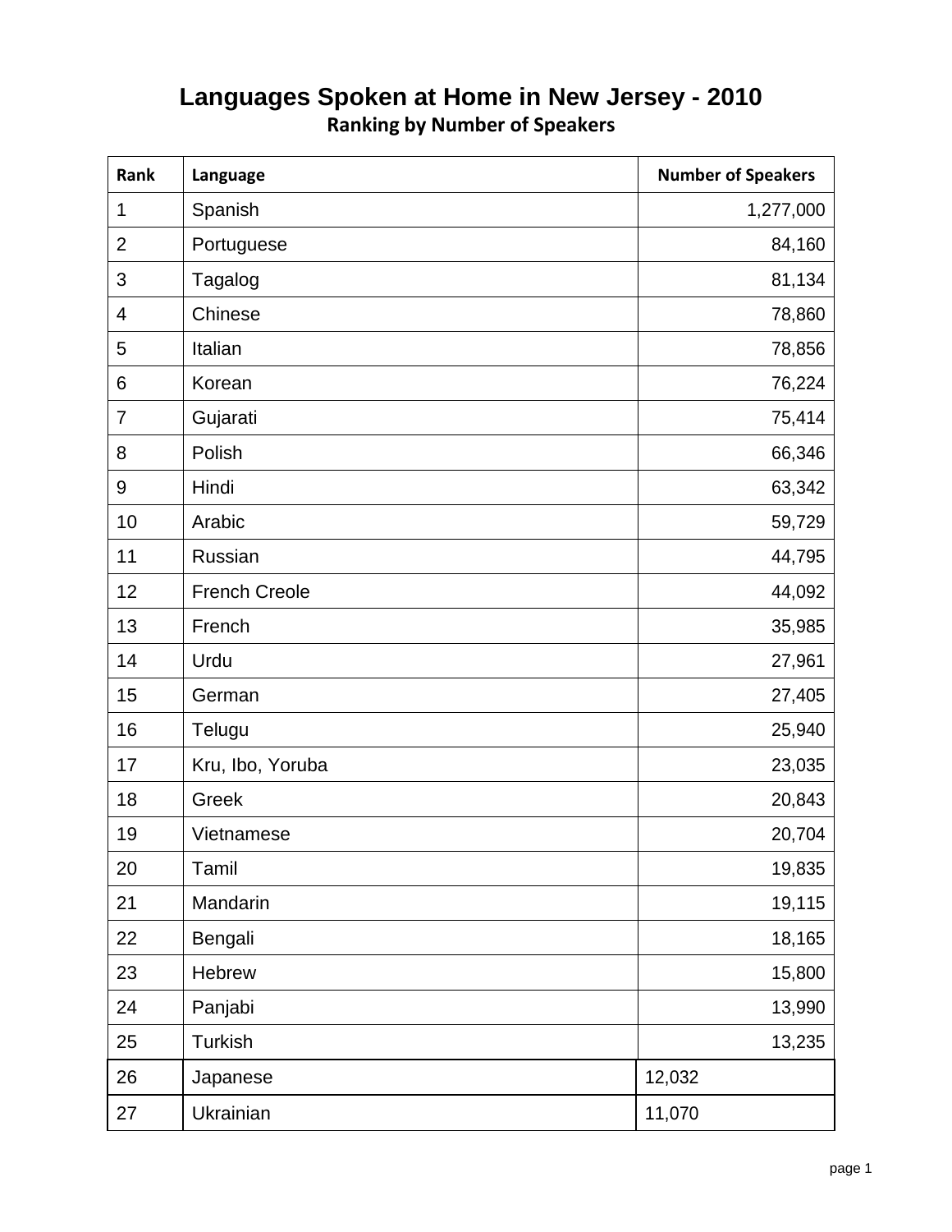# Languages Spoken at Home in New Jersey - 2010

## Ranking by Number of Speakers

| Rank | Language | Number of Speakers |
|---|---|---|
| 1 | Spanish | 1,277,000 |
| 2 | Portuguese | 84,160 |
| 3 | Tagalog | 81,134 |
| 4 | Chinese | 78,860 |
| 5 | Italian | 78,856 |
| 6 | Korean | 76,224 |
| 7 | Gujarati | 75,414 |
| 8 | Polish | 66,346 |
| 9 | Hindi | 63,342 |
| 10 | Arabic | 59,729 |
| 11 | Russian | 44,795 |
| 12 | French Creole | 44,092 |
| 13 | French | 35,985 |
| 14 | Urdu | 27,961 |
| 15 | German | 27,405 |
| 16 | Telugu | 25,940 |
| 17 | Kru, Ibo, Yoruba | 23,035 |
| 18 | Greek | 20,843 |
| 19 | Vietnamese | 20,704 |
| 20 | Tamil | 19,835 |
| 21 | Mandarin | 19,115 |
| 22 | Bengali | 18,165 |
| 23 | Hebrew | 15,800 |
| 24 | Panjabi | 13,990 |
| 25 | Turkish | 13,235 |
| 26 | Japanese | 12,032 |
| 27 | Ukrainian | 11,070 |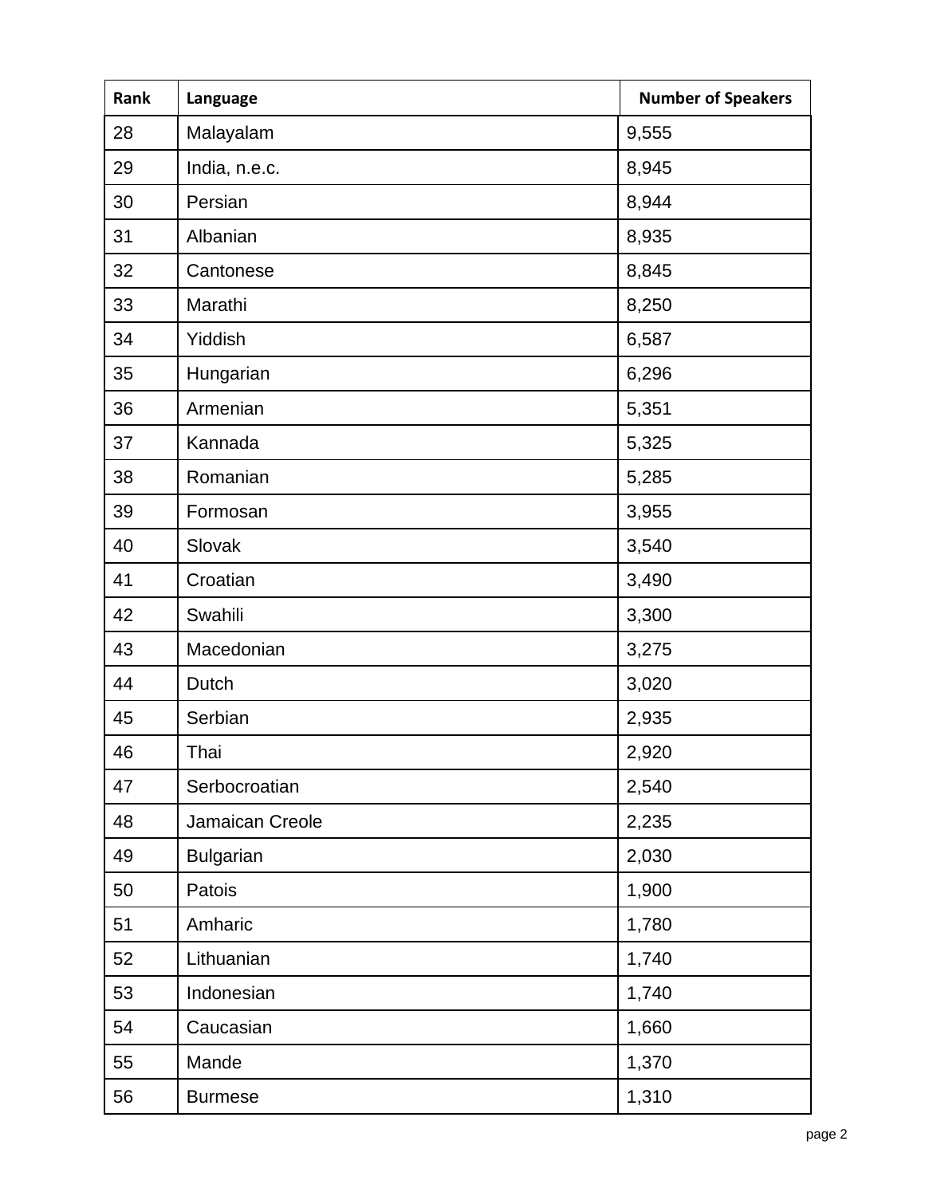| Rank | Language | Number of Speakers |
|---|---|---|
| 28 | Malayalam | 9,555 |
| 29 | India, n.e.c. | 8,945 |
| 30 | Persian | 8,944 |
| 31 | Albanian | 8,935 |
| 32 | Cantonese | 8,845 |
| 33 | Marathi | 8,250 |
| 34 | Yiddish | 6,587 |
| 35 | Hungarian | 6,296 |
| 36 | Armenian | 5,351 |
| 37 | Kannada | 5,325 |
| 38 | Romanian | 5,285 |
| 39 | Formosan | 3,955 |
| 40 | Slovak | 3,540 |
| 41 | Croatian | 3,490 |
| 42 | Swahili | 3,300 |
| 43 | Macedonian | 3,275 |
| 44 | Dutch | 3,020 |
| 45 | Serbian | 2,935 |
| 46 | Thai | 2,920 |
| 47 | Serbocroatian | 2,540 |
| 48 | Jamaican Creole | 2,235 |
| 49 | Bulgarian | 2,030 |
| 50 | Patois | 1,900 |
| 51 | Amharic | 1,780 |
| 52 | Lithuanian | 1,740 |
| 53 | Indonesian | 1,740 |
| 54 | Caucasian | 1,660 |
| 55 | Mande | 1,370 |
| 56 | Burmese | 1,310 |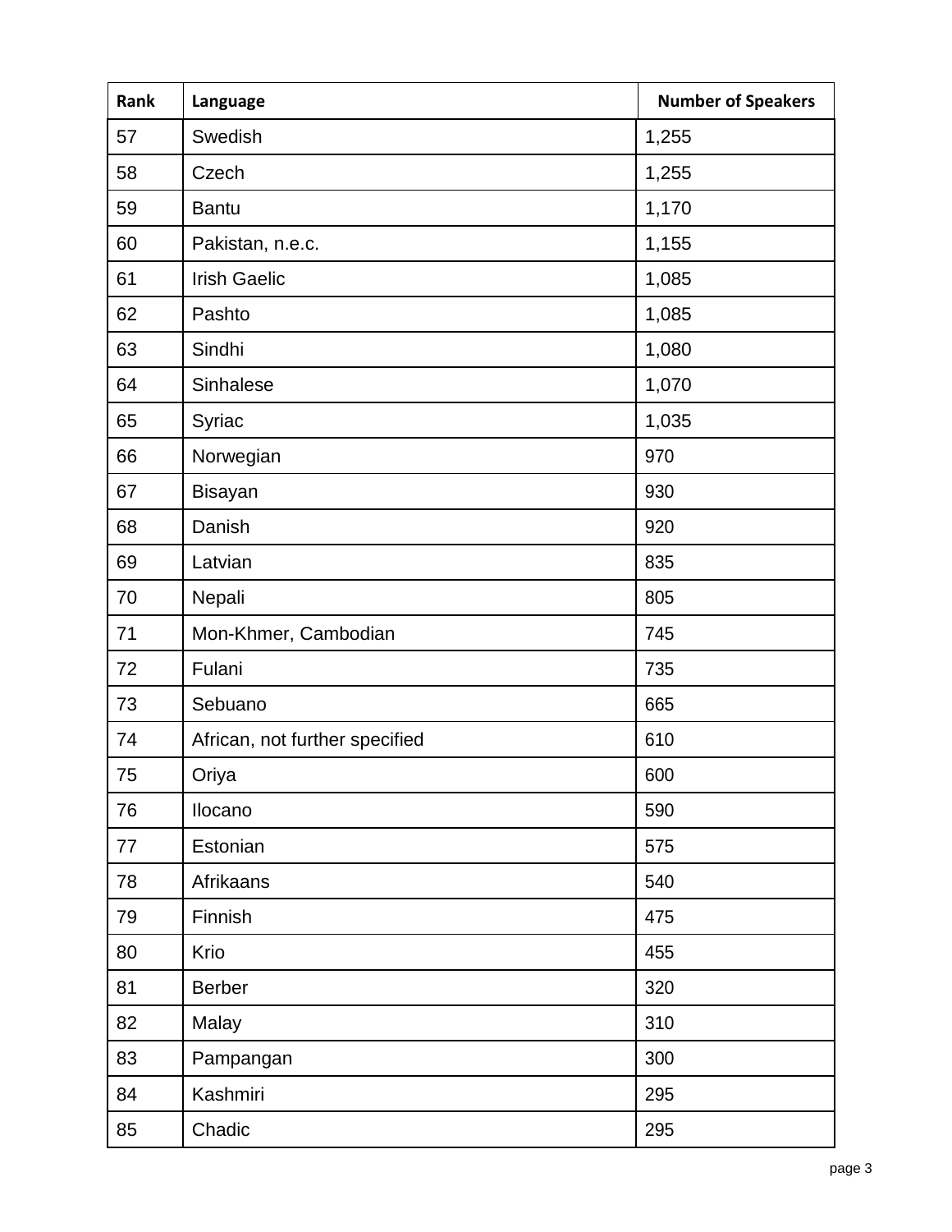| Rank | Language | Number of Speakers |
|---|---|---|
| 57 | Swedish | 1,255 |
| 58 | Czech | 1,255 |
| 59 | Bantu | 1,170 |
| 60 | Pakistan, n.e.c. | 1,155 |
| 61 | Irish Gaelic | 1,085 |
| 62 | Pashto | 1,085 |
| 63 | Sindhi | 1,080 |
| 64 | Sinhalese | 1,070 |
| 65 | Syriac | 1,035 |
| 66 | Norwegian | 970 |
| 67 | Bisayan | 930 |
| 68 | Danish | 920 |
| 69 | Latvian | 835 |
| 70 | Nepali | 805 |
| 71 | Mon-Khmer, Cambodian | 745 |
| 72 | Fulani | 735 |
| 73 | Sebuano | 665 |
| 74 | African, not further specified | 610 |
| 75 | Oriya | 600 |
| 76 | Ilocano | 590 |
| 77 | Estonian | 575 |
| 78 | Afrikaans | 540 |
| 79 | Finnish | 475 |
| 80 | Krio | 455 |
| 81 | Berber | 320 |
| 82 | Malay | 310 |
| 83 | Pampangan | 300 |
| 84 | Kashmiri | 295 |
| 85 | Chadic | 295 |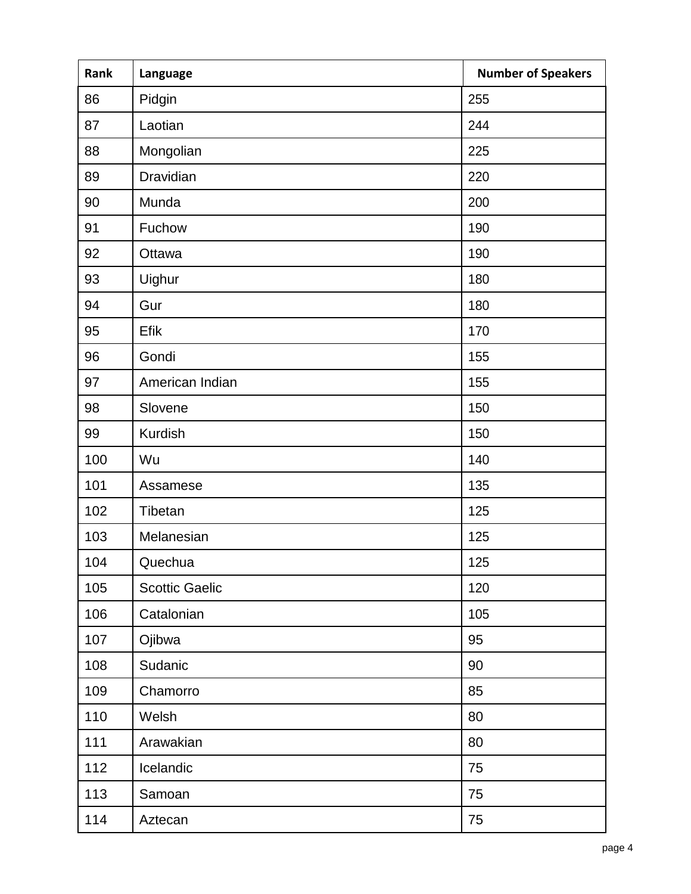| Rank | Language | Number of Speakers |
|---|---|---|
| 86 | Pidgin | 255 |
| 87 | Laotian | 244 |
| 88 | Mongolian | 225 |
| 89 | Dravidian | 220 |
| 90 | Munda | 200 |
| 91 | Fuchow | 190 |
| 92 | Ottawa | 190 |
| 93 | Uighur | 180 |
| 94 | Gur | 180 |
| 95 | Efik | 170 |
| 96 | Gondi | 155 |
| 97 | American Indian | 155 |
| 98 | Slovene | 150 |
| 99 | Kurdish | 150 |
| 100 | Wu | 140 |
| 101 | Assamese | 135 |
| 102 | Tibetan | 125 |
| 103 | Melanesian | 125 |
| 104 | Quechua | 125 |
| 105 | Scottic Gaelic | 120 |
| 106 | Catalonian | 105 |
| 107 | Ojibwa | 95 |
| 108 | Sudanic | 90 |
| 109 | Chamorro | 85 |
| 110 | Welsh | 80 |
| 111 | Arawakian | 80 |
| 112 | Icelandic | 75 |
| 113 | Samoan | 75 |
| 114 | Aztecan | 75 |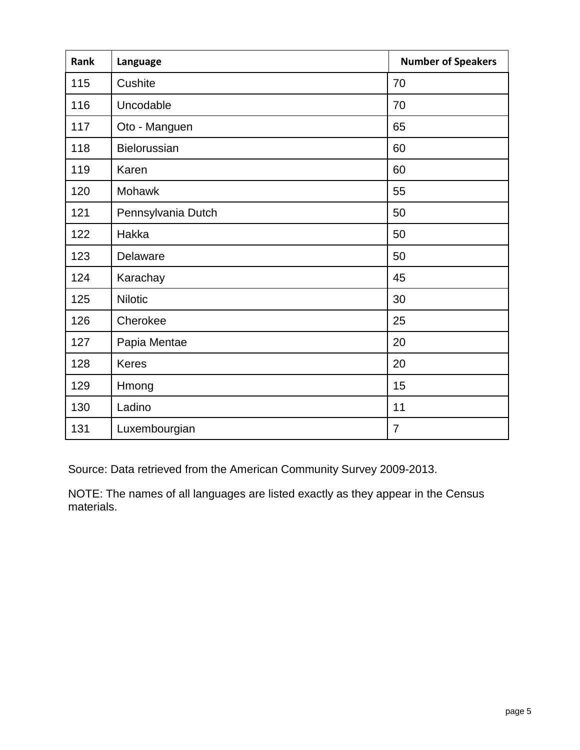| Rank | Language | Number of Speakers |
| --- | --- | --- |
| 115 | Cushite | 70 |
| 116 | Uncodable | 70 |
| 117 | Oto - Manguen | 65 |
| 118 | Bielorussian | 60 |
| 119 | Karen | 60 |
| 120 | Mohawk | 55 |
| 121 | Pennsylvania Dutch | 50 |
| 122 | Hakka | 50 |
| 123 | Delaware | 50 |
| 124 | Karachay | 45 |
| 125 | Nilotic | 30 |
| 126 | Cherokee | 25 |
| 127 | Papia Mentae | 20 |
| 128 | Keres | 20 |
| 129 | Hmong | 15 |
| 130 | Ladino | 11 |
| 131 | Luxembourgian | 7 |

Source: Data retrieved from the American Community Survey 2009-2013.

NOTE: The names of all languages are listed exactly as they appear in the Census materials.